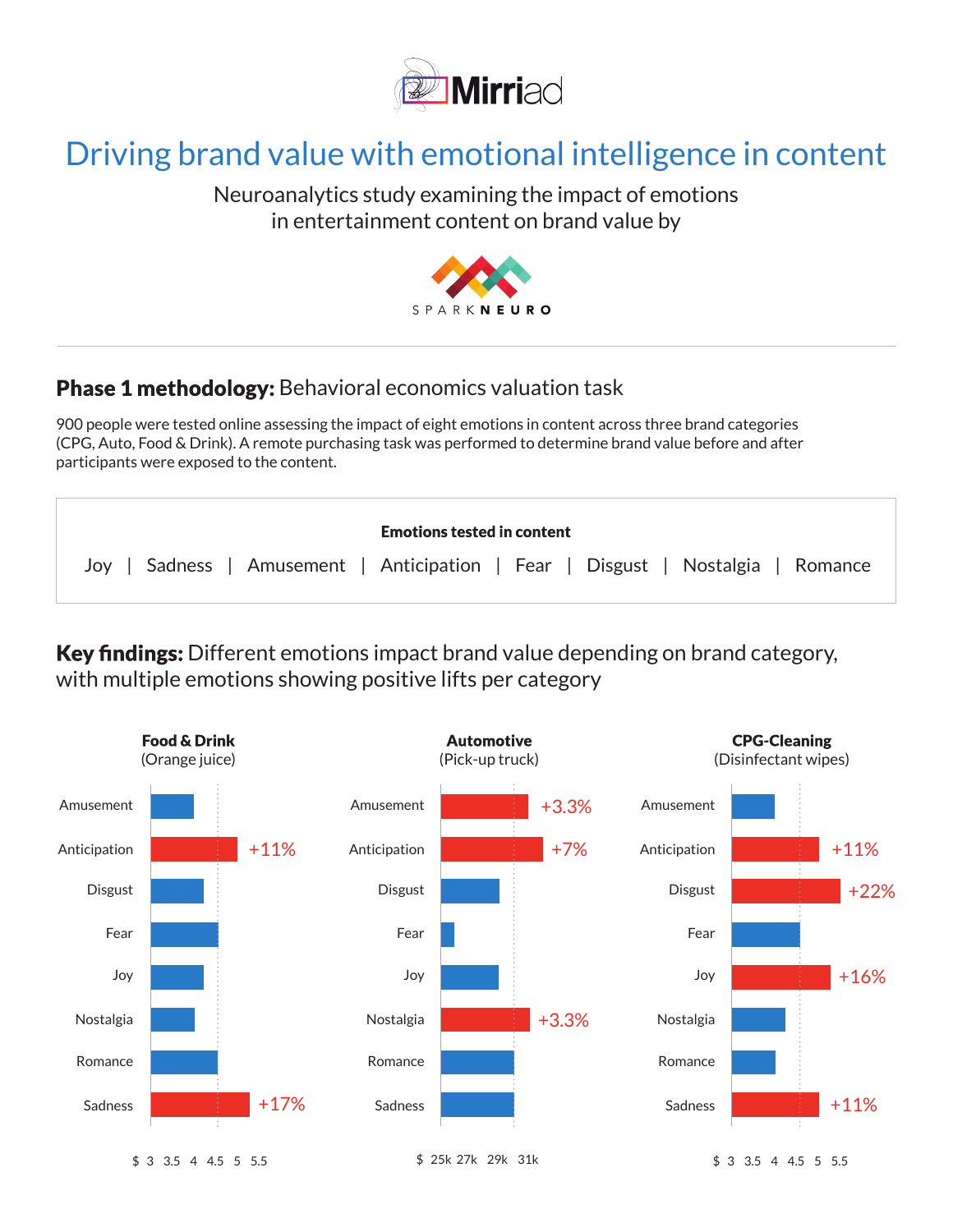Mirriad

# Driving brand value with emotional intelligence in content

Neuroanalytics study examining the impact of emotions in entertainment content on brand value by

SPARK NEURO

## Phase 1 methodology: Behavioral economics valuation task

900 people were tested online assessing the impact of eight emotions in content across three brand categories (CPG, Auto, Food & Drink). A remote purchasing task was performed to determine brand value before and after participants were exposed to the content.

**Emotions tested in content**

Joy | Sadness | Amusement | Anticipation | Fear | Disgust | Nostalgia | Romance

## Key findings: Different emotions impact brand value depending on brand category, with multiple emotions showing positive lifts per category

**Food & Drink** (Orange juice)

Amusement
Anticipation +11%
Disgust
Fear
Joy
Nostalgia
Romance
Sadness +17%

$ 3 3.5 4 4.5 5 5.5

**Automotive** (Pick-up truck)

Amusement +3.3%
Anticipation +7%
Disgust
Fear
Joy
Nostalgia +3.3%
Romance
Sadness

$ 25k 27k 29k 31k

**CPG-Cleaning** (Disinfectant wipes)

Amusement
Anticipation +11%
Disgust +22%
Fear
Joy +16%
Nostalgia
Romance
Sadness +11%

$ 3 3.5 4 4.5 5 5.5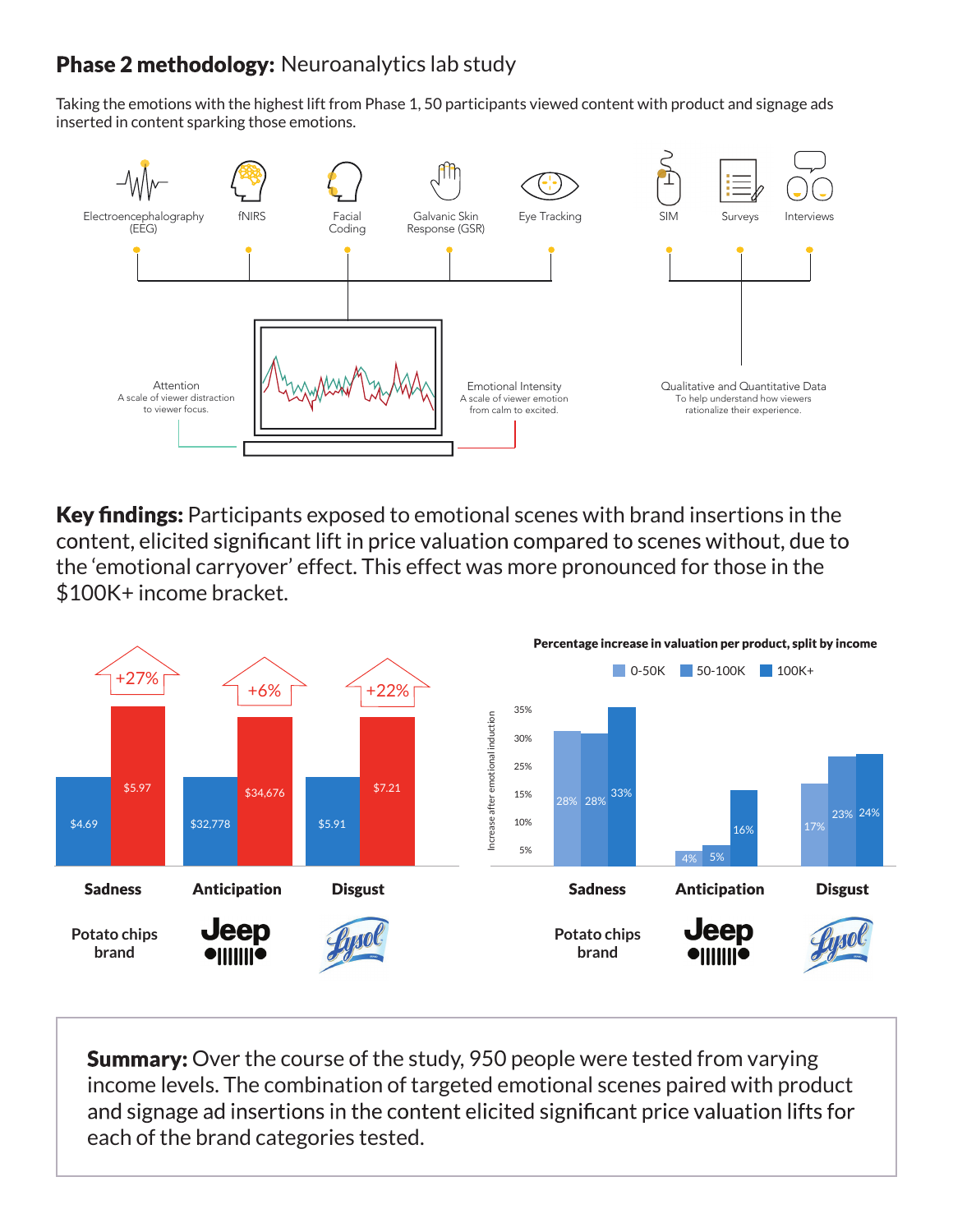## **Phase 2 methodology:** Neuroanalytics lab study

Taking the emotions with the highest lift from Phase 1, 50 participants viewed content with product and signage ads inserted in content sparking those emotions.

Electroencephalography (EEG)
fNIRS
Facial Coding
Galvanic Skin Response (GSR)
Eye Tracking
SIM
Surveys
Interviews

Attention
A scale of viewer distraction to viewer focus.

Emotional Intensity
A scale of viewer emotion from calm to excited.

Qualitative and Quantitative Data
To help understand how viewers rationalize their experience.

**Key findings:** Participants exposed to emotional scenes with brand insertions in the content, elicited significant lift in price valuation compared to scenes without, due to the 'emotional carryover' effect. This effect was more pronounced for those in the $100K+ income bracket.

+27%
$4.69
$5.97
+6%
$32,778
$34,676
+22%
$5.91
$7.21
Sadness
Anticipation
Disgust
Potato chips brand
Jeep
Lysol

Percentage increase in valuation per product, split by income

0-50K
50-100K
100K+

Increase after emotional induction

35%
30%
25%
15%
10%
5%

28%
28%
33%
4%
5%
16%
17%
23%
24%

Sadness
Anticipation
Disgust
Potato chips brand
Jeep
Lysol

**Summary:** Over the course of the study, 950 people were tested from varying income levels. The combination of targeted emotional scenes paired with product and signage ad insertions in the content elicited significant price valuation lifts for each of the brand categories tested.